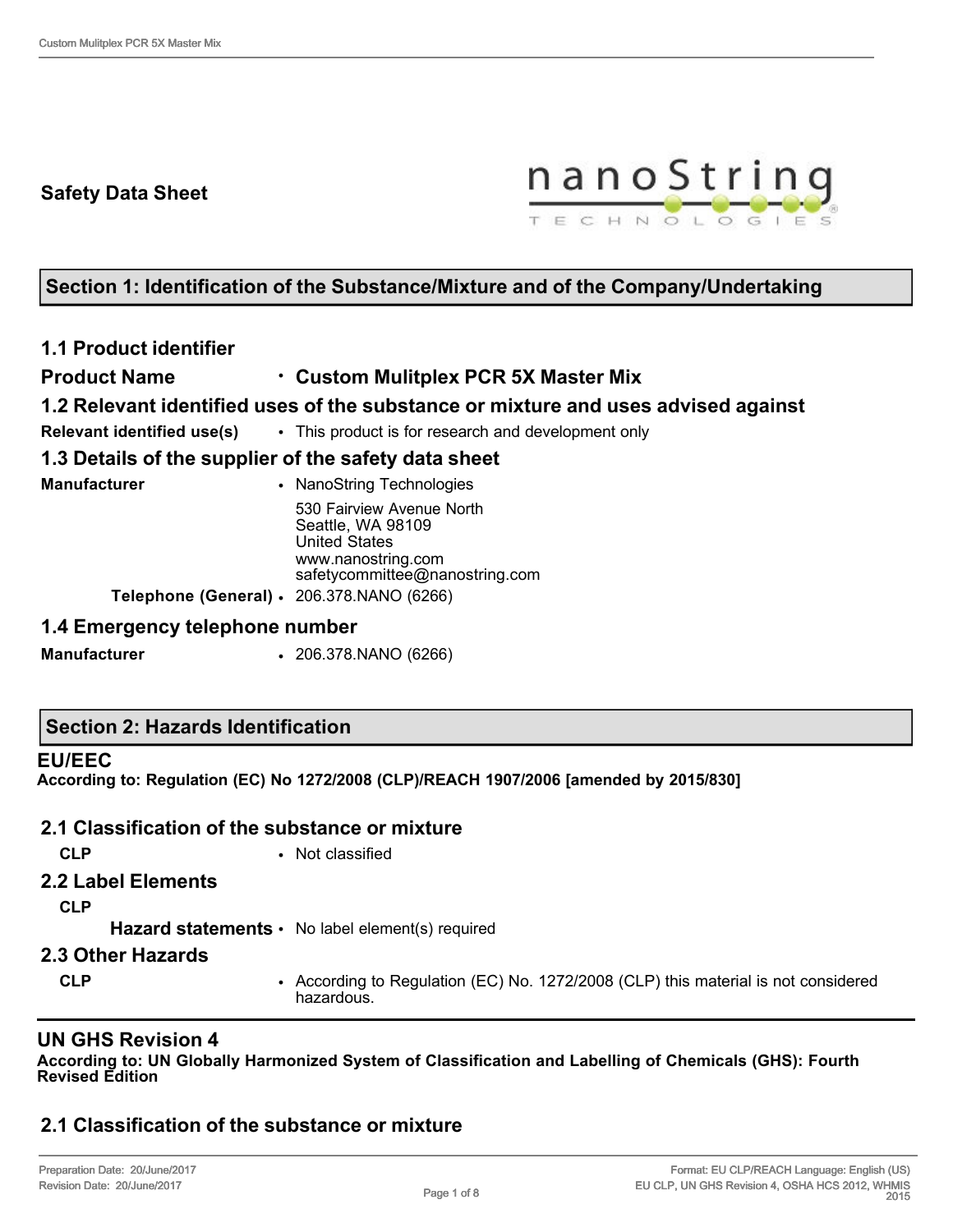# Safety Data Sheet

## Section 1: Identification of the Substance/Mixture and of the Company/Undertaking

### 1.1 Product identifier

**Product Name** • **Custom Mulitplex PCR 5X Master Mix**

### 1.2 Relevant identified uses of the substance or mixture and uses advised against

**Relevant identified use(s)** • This product is for research and development only

### 1.3 Details of the supplier of the safety data sheet

**Manufacturer** • NanoString Technologies
530 Fairview Avenue North
Seattle, WA 98109
United States
www.nanostring.com
safetycommittee@nanostring.com

**Telephone (General)** • 206.378.NANO (6266)

### 1.4 Emergency telephone number

**Manufacturer** • 206.378.NANO (6266)

## Section 2: Hazards Identification

### EU/EEC

**According to: Regulation (EC) No 1272/2008 (CLP)/REACH 1907/2006 [amended by 2015/830]**

### 2.1 Classification of the substance or mixture

**CLP** • Not classified

### 2.2 Label Elements

**CLP**

**Hazard statements** • No label element(s) required

### 2.3 Other Hazards

**CLP** • According to Regulation (EC) No. 1272/2008 (CLP) this material is not considered hazardous.

### UN GHS Revision 4

**According to: UN Globally Harmonized System of Classification and Labelling of Chemicals (GHS): Fourth Revised Edition**

### 2.1 Classification of the substance or mixture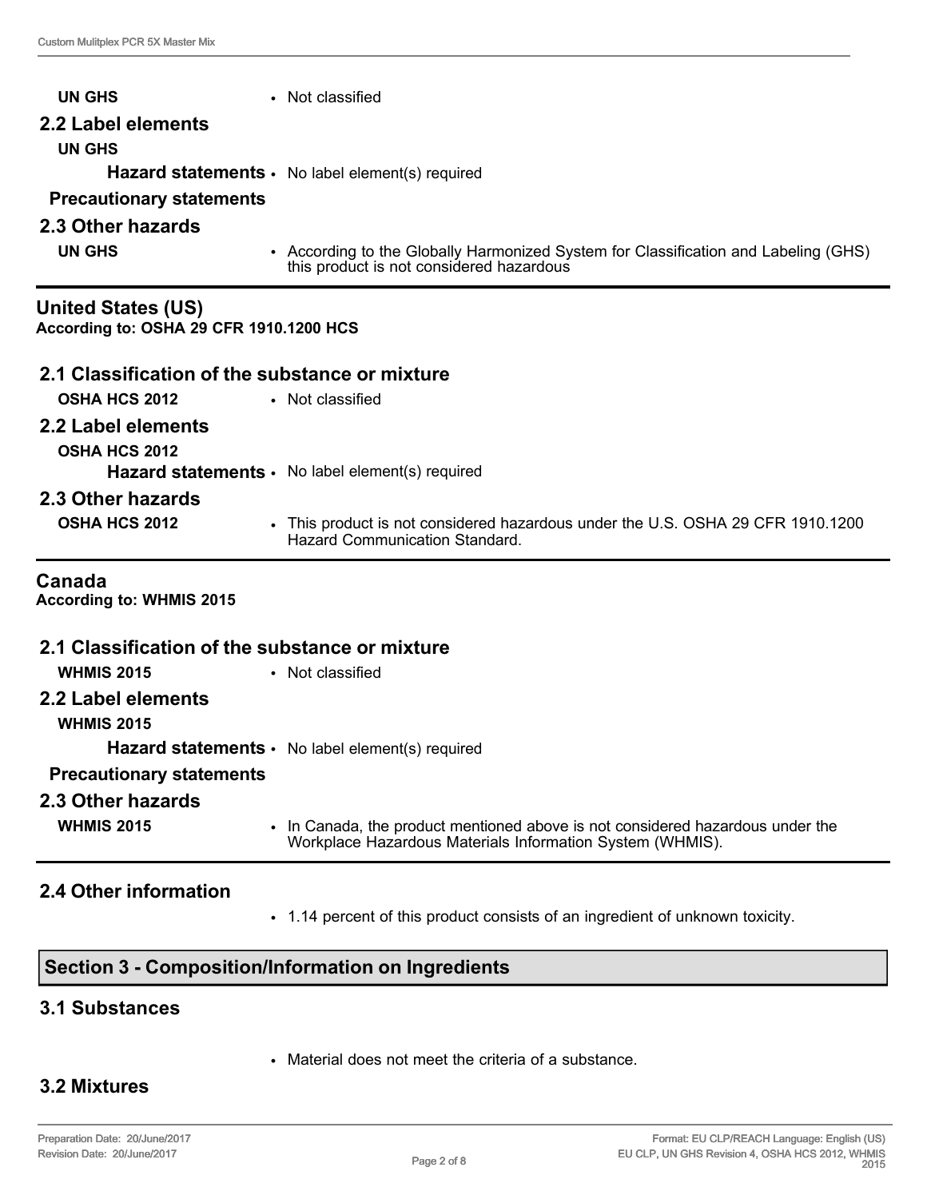**UN GHS** • Not classified

### 2.2 Label elements

**UN GHS**

**Hazard statements** • No label element(s) required

**Precautionary statements**

### 2.3 Other hazards

**UN GHS** • According to the Globally Harmonized System for Classification and Labeling (GHS) this product is not considered hazardous

## United States (US)

**According to: OSHA 29 CFR 1910.1200 HCS**

### 2.1 Classification of the substance or mixture

**OSHA HCS 2012** • Not classified

### 2.2 Label elements

**OSHA HCS 2012**

**Hazard statements** • No label element(s) required

### 2.3 Other hazards

**OSHA HCS 2012** • This product is not considered hazardous under the U.S. OSHA 29 CFR 1910.1200 Hazard Communication Standard.

## Canada

**According to: WHMIS 2015**

### 2.1 Classification of the substance or mixture

**WHMIS 2015** • Not classified

### 2.2 Label elements

**WHMIS 2015**

**Hazard statements** • No label element(s) required

**Precautionary statements**

### 2.3 Other hazards

**WHMIS 2015** • In Canada, the product mentioned above is not considered hazardous under the Workplace Hazardous Materials Information System (WHMIS).

### 2.4 Other information

- 1.14 percent of this product consists of an ingredient of unknown toxicity.

## Section 3 - Composition/Information on Ingredients

### 3.1 Substances

- Material does not meet the criteria of a substance.

### 3.2 Mixtures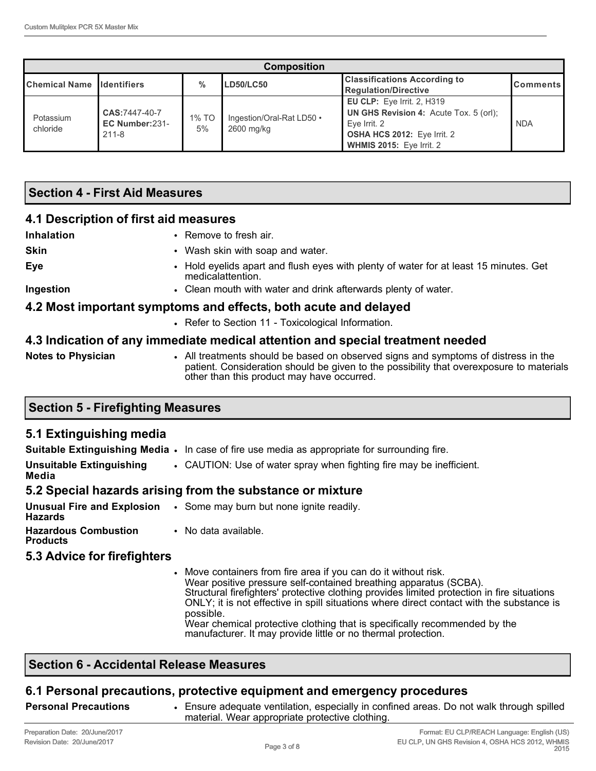| Composition | | | | | |
|---|---|---|---|---|---|
| **Chemical Name** | **Identifiers** | **%** | **LD50/LC50** | **Classifications According to Regulation/Directive** | **Comments** |
| Potassium chloride | **CAS:**7447-40-7 **EC Number:**231-211-8 | 1% TO 5% | Ingestion/Oral-Rat LD50 • 2600 mg/kg | **EU CLP:** Eye Irrit. 2, H319 **UN GHS Revision 4:** Acute Tox. 5 (orl); Eye Irrit. 2 **OSHA HCS 2012:** Eye Irrit. 2 **WHMIS 2015:** Eye Irrit. 2 | NDA |

## Section 4 - First Aid Measures

### 4.1 Description of first aid measures

**Inhalation**
- Remove to fresh air.

**Skin**
- Wash skin with soap and water.

**Eye**
- Hold eyelids apart and flush eyes with plenty of water for at least 15 minutes. Get medicalattention.

**Ingestion**
- Clean mouth with water and drink afterwards plenty of water.

### 4.2 Most important symptoms and effects, both acute and delayed

- Refer to Section 11 - Toxicological Information.

### 4.3 Indication of any immediate medical attention and special treatment needed

**Notes to Physician**
- All treatments should be based on observed signs and symptoms of distress in the patient. Consideration should be given to the possibility that overexposure to materials other than this product may have occurred.

## Section 5 - Firefighting Measures

### 5.1 Extinguishing media

**Suitable Extinguishing Media**
- In case of fire use media as appropriate for surrounding fire.

**Unsuitable Extinguishing Media**
- CAUTION: Use of water spray when fighting fire may be inefficient.

### 5.2 Special hazards arising from the substance or mixture

**Unusual Fire and Explosion Hazards**
- Some may burn but none ignite readily.

**Hazardous Combustion Products**
- No data available.

### 5.3 Advice for firefighters

- Move containers from fire area if you can do it without risk.
  Wear positive pressure self-contained breathing apparatus (SCBA).
  Structural firefighters' protective clothing provides limited protection in fire situations ONLY; it is not effective in spill situations where direct contact with the substance is possible.
  Wear chemical protective clothing that is specifically recommended by the manufacturer. It may provide little or no thermal protection.

## Section 6 - Accidental Release Measures

### 6.1 Personal precautions, protective equipment and emergency procedures

**Personal Precautions**
- Ensure adequate ventilation, especially in confined areas. Do not walk through spilled material. Wear appropriate protective clothing.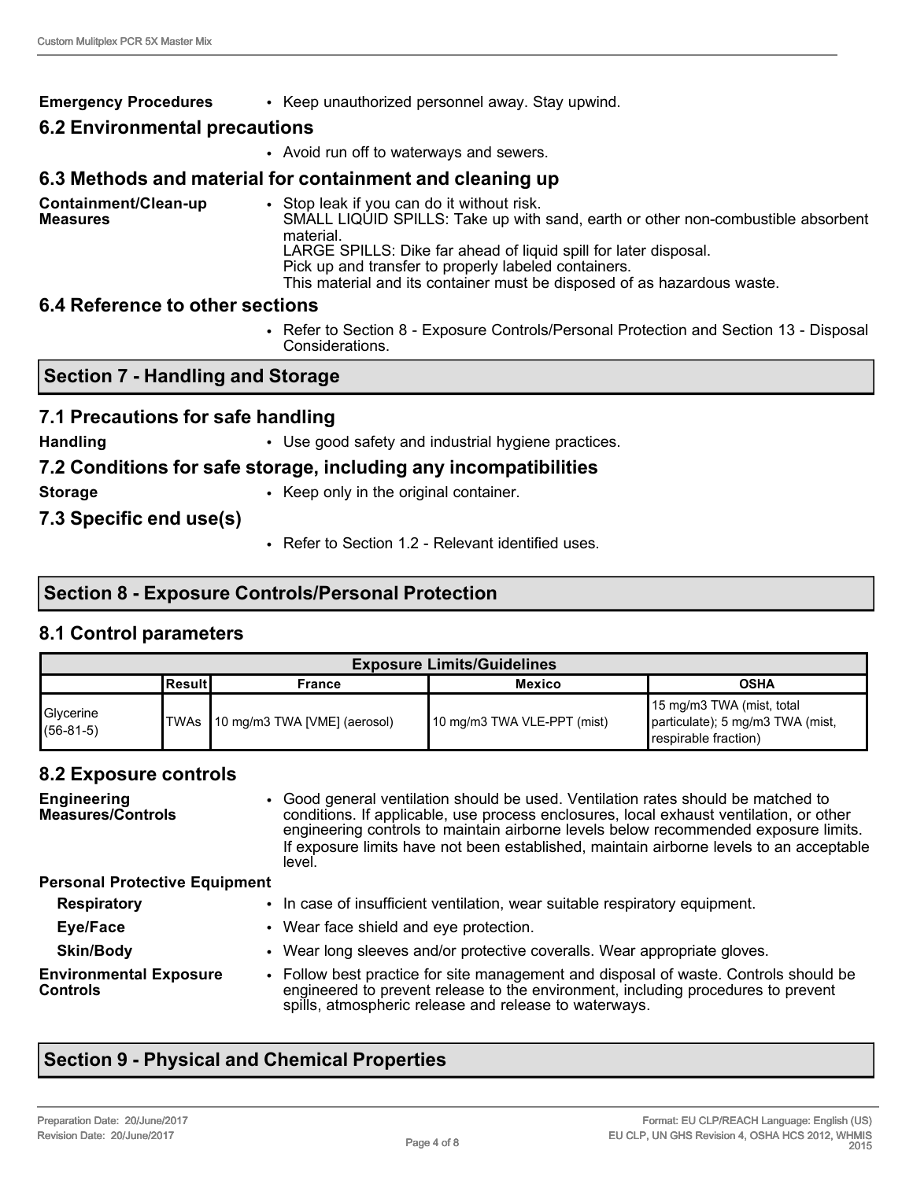**Emergency Procedures**
- Keep unauthorized personnel away. Stay upwind.

### 6.2 Environmental precautions

- Avoid run off to waterways and sewers.

### 6.3 Methods and material for containment and cleaning up

**Containment/Clean-up Measures**
- Stop leak if you can do it without risk.
  SMALL LIQUID SPILLS: Take up with sand, earth or other non-combustible absorbent material.
  LARGE SPILLS: Dike far ahead of liquid spill for later disposal.
  Pick up and transfer to properly labeled containers.
  This material and its container must be disposed of as hazardous waste.

### 6.4 Reference to other sections

- Refer to Section 8 - Exposure Controls/Personal Protection and Section 13 - Disposal Considerations.

## Section 7 - Handling and Storage

### 7.1 Precautions for safe handling

**Handling**
- Use good safety and industrial hygiene practices.

### 7.2 Conditions for safe storage, including any incompatibilities

**Storage**
- Keep only in the original container.

### 7.3 Specific end use(s)

- Refer to Section 1.2 - Relevant identified uses.

## Section 8 - Exposure Controls/Personal Protection

### 8.1 Control parameters

| Exposure Limits/Guidelines | | | | |
|---|---|---|---|---|
| | Result | France | Mexico | OSHA |
| Glycerine (56-81-5) | TWAs | 10 mg/m3 TWA [VME] (aerosol) | 10 mg/m3 TWA VLE-PPT (mist) | 15 mg/m3 TWA (mist, total particulate); 5 mg/m3 TWA (mist, respirable fraction) |

### 8.2 Exposure controls

**Engineering Measures/Controls**
- Good general ventilation should be used. Ventilation rates should be matched to conditions. If applicable, use process enclosures, local exhaust ventilation, or other engineering controls to maintain airborne levels below recommended exposure limits. If exposure limits have not been established, maintain airborne levels to an acceptable level.

**Personal Protective Equipment**

**Respiratory**
- In case of insufficient ventilation, wear suitable respiratory equipment.

**Eye/Face**
- Wear face shield and eye protection.

**Skin/Body**
- Wear long sleeves and/or protective coveralls. Wear appropriate gloves.

**Environmental Exposure Controls**
- Follow best practice for site management and disposal of waste. Controls should be engineered to prevent release to the environment, including procedures to prevent spills, atmospheric release and release to waterways.

## Section 9 - Physical and Chemical Properties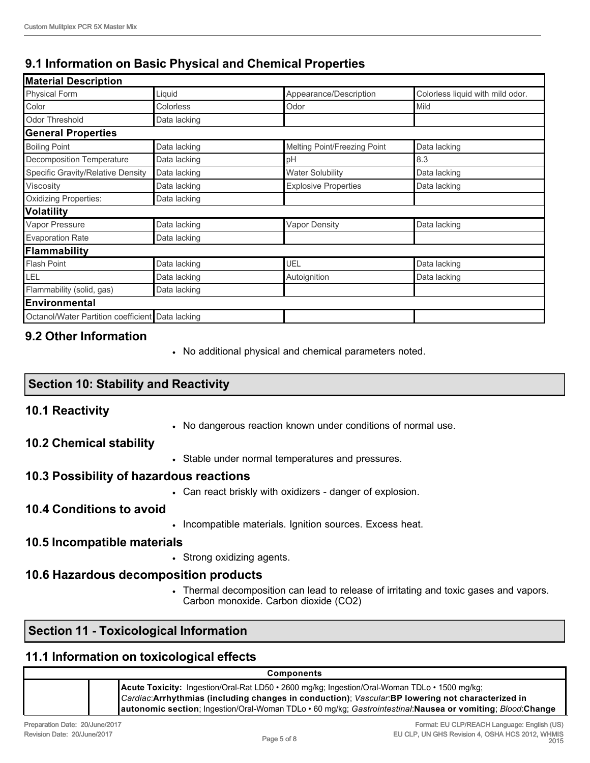## 9.1 Information on Basic Physical and Chemical Properties

| Material Description | | | |
|---|---|---|---|
| Physical Form | Liquid | Appearance/Description | Colorless liquid with mild odor. |
| Color | Colorless | Odor | Mild |
| Odor Threshold | Data lacking | | |
| **General Properties** | | | |
| Boiling Point | Data lacking | Melting Point/Freezing Point | Data lacking |
| Decomposition Temperature | Data lacking | pH | 8.3 |
| Specific Gravity/Relative Density | Data lacking | Water Solubility | Data lacking |
| Viscosity | Data lacking | Explosive Properties | Data lacking |
| Oxidizing Properties: | Data lacking | | |
| **Volatility** | | | |
| Vapor Pressure | Data lacking | Vapor Density | Data lacking |
| Evaporation Rate | Data lacking | | |
| **Flammability** | | | |
| Flash Point | Data lacking | UEL | Data lacking |
| LEL | Data lacking | Autoignition | Data lacking |
| Flammability (solid, gas) | Data lacking | | |
| **Environmental** | | | |
| Octanol/Water Partition coefficient | Data lacking | | |

## 9.2 Other Information

- No additional physical and chemical parameters noted.

## Section 10: Stability and Reactivity

### 10.1 Reactivity

- No dangerous reaction known under conditions of normal use.

### 10.2 Chemical stability

- Stable under normal temperatures and pressures.

### 10.3 Possibility of hazardous reactions

- Can react briskly with oxidizers - danger of explosion.

### 10.4 Conditions to avoid

- Incompatible materials. Ignition sources. Excess heat.

### 10.5 Incompatible materials

- Strong oxidizing agents.

### 10.6 Hazardous decomposition products

- Thermal decomposition can lead to release of irritating and toxic gases and vapors. Carbon monoxide. Carbon dioxide ($CO_2$)

## Section 11 - Toxicological Information

### 11.1 Information on toxicological effects

| Components | | |
|---|---|---|
| | | **Acute Toxicity:** Ingestion/Oral-Rat LD50 • 2600 mg/kg; Ingestion/Oral-Woman TDLo • 1500 mg/kg; *Cardiac:* **Arrhythmias (including changes in conduction)**; *Vascular:* **BP lowering not characterized in autonomic section**; Ingestion/Oral-Woman TDLo • 60 mg/kg; *Gastrointestinal:* **Nausea or vomiting**; *Blood:* **Change** |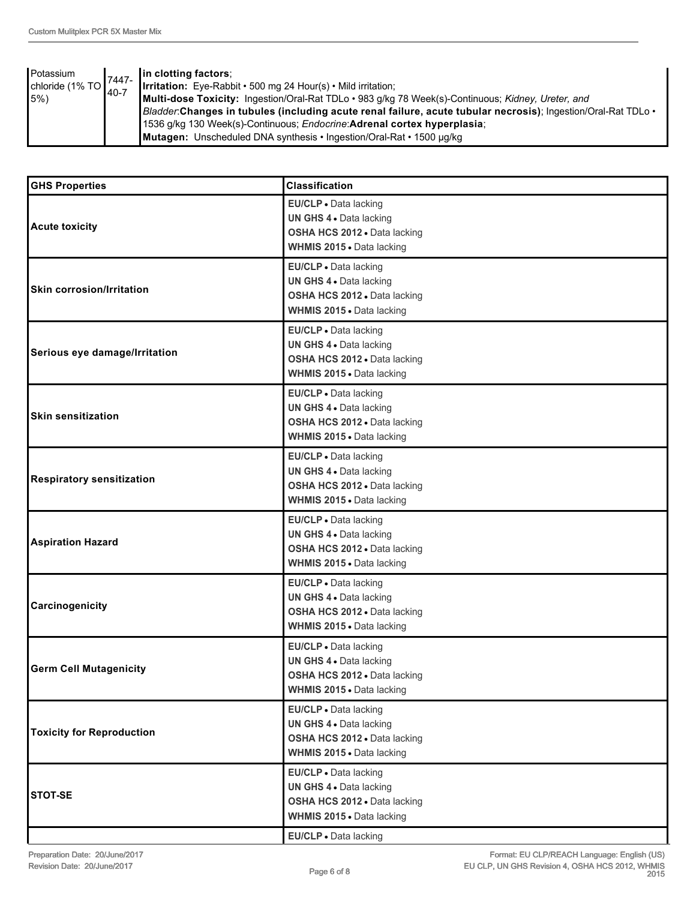| Potassium chloride (1% TO 5%) | 7447-40-7 | **in clotting factors**; **Irritation:** Eye-Rabbit • 500 mg 24 Hour(s) • Mild irritation; **Multi-dose Toxicity:** Ingestion/Oral-Rat TDLo • 983 g/kg 78 Week(s)-Continuous; *Kidney, Ureter, and Bladder*:**Changes in tubules (including acute renal failure, acute tubular necrosis)**; Ingestion/Oral-Rat TDLo • 1536 g/kg 130 Week(s)-Continuous; *Endocrine*:**Adrenal cortex hyperplasia**; **Mutagen:** Unscheduled DNA synthesis • Ingestion/Oral-Rat • 1500 µg/kg |
|---|---|---|

| GHS Properties | Classification |
|---|---|
| **Acute toxicity** | **EU/CLP** • Data lacking<br>**UN GHS 4** • Data lacking<br>**OSHA HCS 2012** • Data lacking<br>**WHMIS 2015** • Data lacking |
| **Skin corrosion/Irritation** | **EU/CLP** • Data lacking<br>**UN GHS 4** • Data lacking<br>**OSHA HCS 2012** • Data lacking<br>**WHMIS 2015** • Data lacking |
| **Serious eye damage/Irritation** | **EU/CLP** • Data lacking<br>**UN GHS 4** • Data lacking<br>**OSHA HCS 2012** • Data lacking<br>**WHMIS 2015** • Data lacking |
| **Skin sensitization** | **EU/CLP** • Data lacking<br>**UN GHS 4** • Data lacking<br>**OSHA HCS 2012** • Data lacking<br>**WHMIS 2015** • Data lacking |
| **Respiratory sensitization** | **EU/CLP** • Data lacking<br>**UN GHS 4** • Data lacking<br>**OSHA HCS 2012** • Data lacking<br>**WHMIS 2015** • Data lacking |
| **Aspiration Hazard** | **EU/CLP** • Data lacking<br>**UN GHS 4** • Data lacking<br>**OSHA HCS 2012** • Data lacking<br>**WHMIS 2015** • Data lacking |
| **Carcinogenicity** | **EU/CLP** • Data lacking<br>**UN GHS 4** • Data lacking<br>**OSHA HCS 2012** • Data lacking<br>**WHMIS 2015** • Data lacking |
| **Germ Cell Mutagenicity** | **EU/CLP** • Data lacking<br>**UN GHS 4** • Data lacking<br>**OSHA HCS 2012** • Data lacking<br>**WHMIS 2015** • Data lacking |
| **Toxicity for Reproduction** | **EU/CLP** • Data lacking<br>**UN GHS 4** • Data lacking<br>**OSHA HCS 2012** • Data lacking<br>**WHMIS 2015** • Data lacking |
| **STOT-SE** | **EU/CLP** • Data lacking<br>**UN GHS 4** • Data lacking<br>**OSHA HCS 2012** • Data lacking<br>**WHMIS 2015** • Data lacking |
| | **EU/CLP** • Data lacking |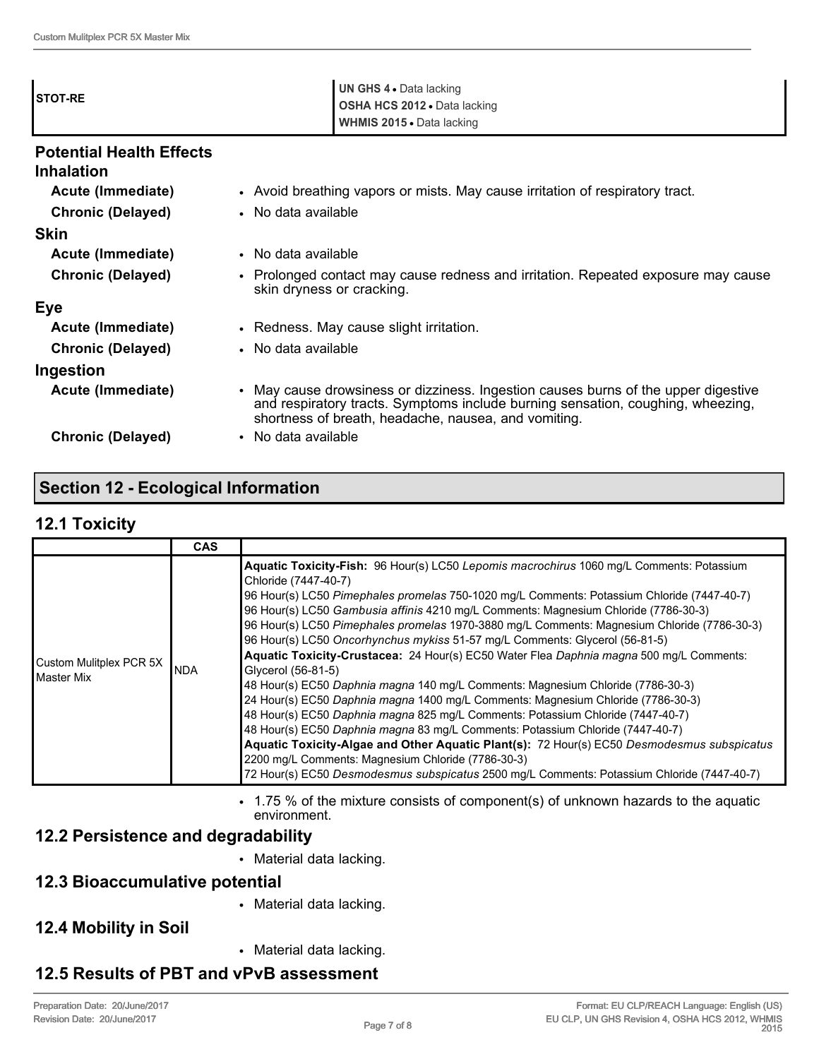| STOT-RE | **UN GHS 4** • Data lacking<br>**OSHA HCS 2012** • Data lacking<br>**WHMIS 2015** • Data lacking |
|---|---|

### Potential Health Effects

#### Inhalation

**Acute (Immediate)**
- Avoid breathing vapors or mists. May cause irritation of respiratory tract.

**Chronic (Delayed)**
- No data available

#### Skin

**Acute (Immediate)**
- No data available

**Chronic (Delayed)**
- Prolonged contact may cause redness and irritation. Repeated exposure may cause skin dryness or cracking.

#### Eye

**Acute (Immediate)**
- Redness. May cause slight irritation.

**Chronic (Delayed)**
- No data available

#### Ingestion

**Acute (Immediate)**
- May cause drowsiness or dizziness. Ingestion causes burns of the upper digestive and respiratory tracts. Symptoms include burning sensation, coughing, wheezing, shortness of breath, headache, nausea, and vomiting.

**Chronic (Delayed)**
- No data available

## Section 12 - Ecological Information

### 12.1 Toxicity

| | CAS | |
|---|---|---|
| Custom Mulitplex PCR 5X Master Mix | NDA | **Aquatic Toxicity-Fish:** 96 Hour(s) LC50 *Lepomis macrochirus* 1060 mg/L Comments: Potassium Chloride (7447-40-7)<br>96 Hour(s) LC50 *Pimephales promelas* 750-1020 mg/L Comments: Potassium Chloride (7447-40-7)<br>96 Hour(s) LC50 *Gambusia affinis* 4210 mg/L Comments: Magnesium Chloride (7786-30-3)<br>96 Hour(s) LC50 *Pimephales promelas* 1970-3880 mg/L Comments: Magnesium Chloride (7786-30-3)<br>96 Hour(s) LC50 *Oncorhynchus mykiss* 51-57 mg/L Comments: Glycerol (56-81-5)<br>**Aquatic Toxicity-Crustacea:** 24 Hour(s) EC50 Water Flea *Daphnia magna* 500 mg/L Comments: Glycerol (56-81-5)<br>48 Hour(s) EC50 *Daphnia magna* 140 mg/L Comments: Magnesium Chloride (7786-30-3)<br>24 Hour(s) EC50 *Daphnia magna* 1400 mg/L Comments: Magnesium Chloride (7786-30-3)<br>48 Hour(s) EC50 *Daphnia magna* 825 mg/L Comments: Potassium Chloride (7447-40-7)<br>48 Hour(s) EC50 *Daphnia magna* 83 mg/L Comments: Potassium Chloride (7447-40-7)<br>**Aquatic Toxicity-Algae and Other Aquatic Plant(s):** 72 Hour(s) EC50 *Desmodesmus subspicatus* 2200 mg/L Comments: Magnesium Chloride (7786-30-3)<br>72 Hour(s) EC50 *Desmodesmus subspicatus* 2500 mg/L Comments: Potassium Chloride (7447-40-7) |

- 1.75 % of the mixture consists of component(s) of unknown hazards to the aquatic environment.

### 12.2 Persistence and degradability

- Material data lacking.

### 12.3 Bioaccumulative potential

- Material data lacking.

### 12.4 Mobility in Soil

- Material data lacking.

### 12.5 Results of PBT and vPvB assessment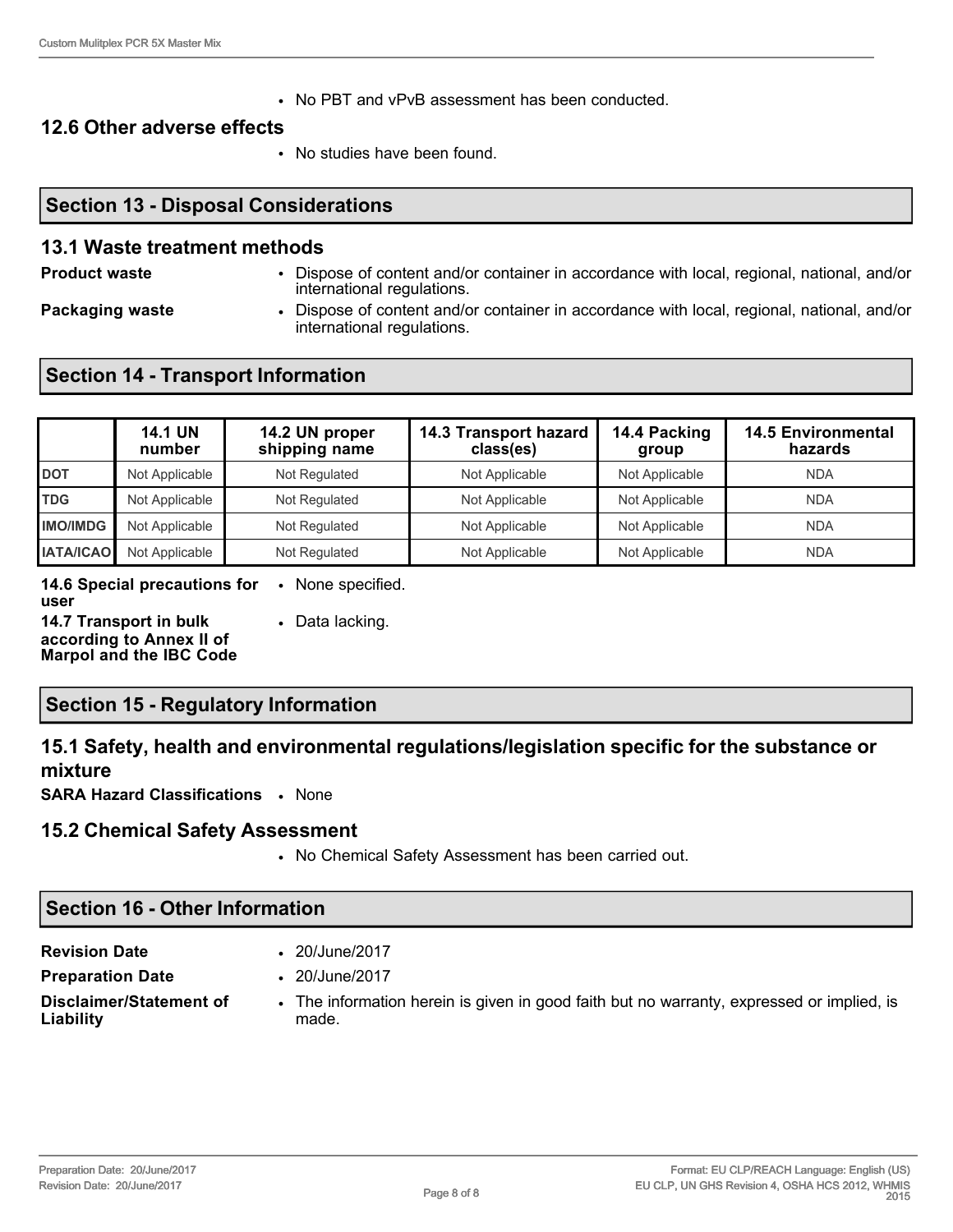- No PBT and vPvB assessment has been conducted.

### 12.6 Other adverse effects

- No studies have been found.

## Section 13 - Disposal Considerations

### 13.1 Waste treatment methods

**Product waste**
- Dispose of content and/or container in accordance with local, regional, national, and/or international regulations.

**Packaging waste**
- Dispose of content and/or container in accordance with local, regional, national, and/or international regulations.

## Section 14 - Transport Information

| | 14.1 UN number | 14.2 UN proper shipping name | 14.3 Transport hazard class(es) | 14.4 Packing group | 14.5 Environmental hazards |
|---|---|---|---|---|---|
| DOT | Not Applicable | Not Regulated | Not Applicable | Not Applicable | NDA |
| TDG | Not Applicable | Not Regulated | Not Applicable | Not Applicable | NDA |
| IMO/IMDG | Not Applicable | Not Regulated | Not Applicable | Not Applicable | NDA |
| IATA/ICAO | Not Applicable | Not Regulated | Not Applicable | Not Applicable | NDA |

**14.6 Special precautions for user**
- None specified.

**14.7 Transport in bulk according to Annex II of Marpol and the IBC Code**
- Data lacking.

## Section 15 - Regulatory Information

### 15.1 Safety, health and environmental regulations/legislation specific for the substance or mixture

**SARA Hazard Classifications**
- None

### 15.2 Chemical Safety Assessment

- No Chemical Safety Assessment has been carried out.

## Section 16 - Other Information

**Revision Date**
- 20/June/2017

**Preparation Date**
- 20/June/2017

**Disclaimer/Statement of Liability**
- The information herein is given in good faith but no warranty, expressed or implied, is made.